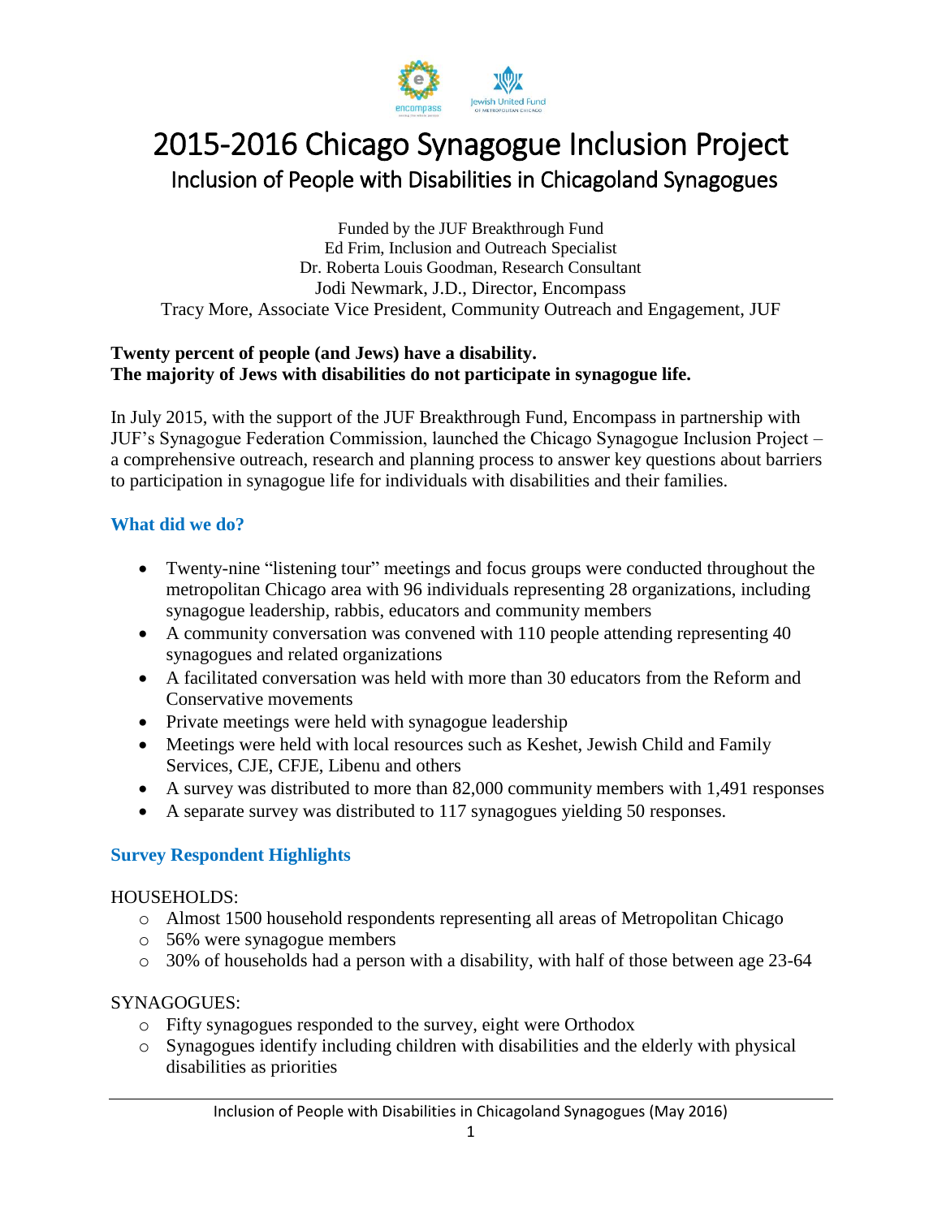# 2015-2016 Chicago Synagogue Inclusion Project

## Inclusion of People with Disabilities in Chicagoland Synagogues

Funded by the JUF Breakthrough Fund
Ed Frim, Inclusion and Outreach Specialist
Dr. Roberta Louis Goodman, Research Consultant
Jodi Newmark, J.D., Director, Encompass
Tracy More, Associate Vice President, Community Outreach and Engagement, JUF

**Twenty percent of people (and Jews) have a disability.**
**The majority of Jews with disabilities do not participate in synagogue life.**

In July 2015, with the support of the JUF Breakthrough Fund, Encompass in partnership with JUF's Synagogue Federation Commission, launched the Chicago Synagogue Inclusion Project – a comprehensive outreach, research and planning process to answer key questions about barriers to participation in synagogue life for individuals with disabilities and their families.

### What did we do?

- Twenty-nine "listening tour" meetings and focus groups were conducted throughout the metropolitan Chicago area with 96 individuals representing 28 organizations, including synagogue leadership, rabbis, educators and community members
- A community conversation was convened with 110 people attending representing 40 synagogues and related organizations
- A facilitated conversation was held with more than 30 educators from the Reform and Conservative movements
- Private meetings were held with synagogue leadership
- Meetings were held with local resources such as Keshet, Jewish Child and Family Services, CJE, CFJE, Libenu and others
- A survey was distributed to more than 82,000 community members with 1,491 responses
- A separate survey was distributed to 117 synagogues yielding 50 responses.

### Survey Respondent Highlights

HOUSEHOLDS:

- Almost 1500 household respondents representing all areas of Metropolitan Chicago
- 56% were synagogue members
- 30% of households had a person with a disability, with half of those between age 23-64

SYNAGOGUES:

- Fifty synagogues responded to the survey, eight were Orthodox
- Synagogues identify including children with disabilities and the elderly with physical disabilities as priorities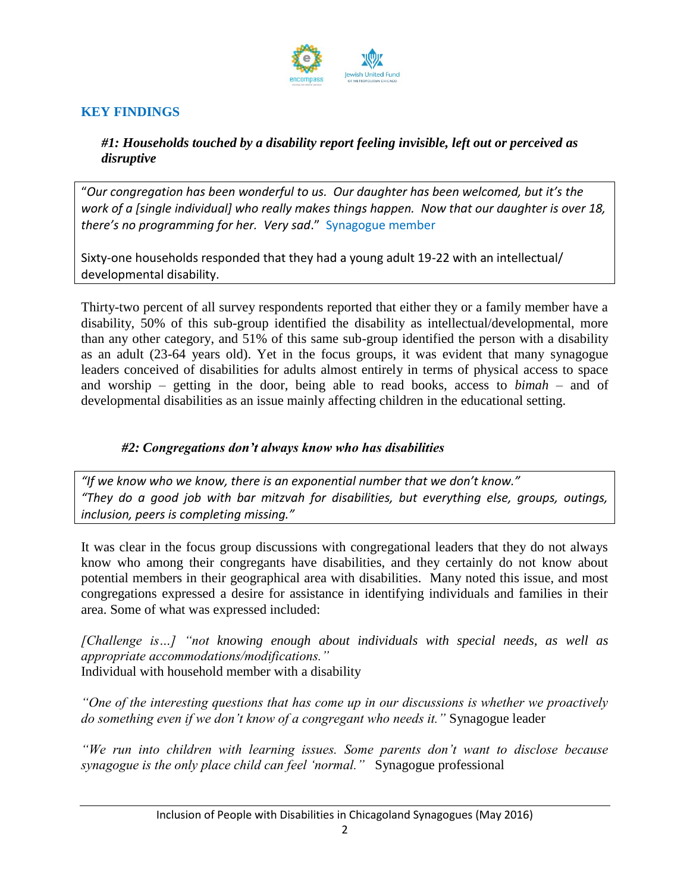## KEY FINDINGS

### *#1: Households touched by a disability report feeling invisible, left out or perceived as disruptive*

> "*Our congregation has been wonderful to us. Our daughter has been welcomed, but it's the work of a [single individual] who really makes things happen. Now that our daughter is over 18, there's no programming for her. Very sad*." Synagogue member
>
> Sixty-one households responded that they had a young adult 19-22 with an intellectual/ developmental disability.

Thirty-two percent of all survey respondents reported that either they or a family member have a disability, 50% of this sub-group identified the disability as intellectual/developmental, more than any other category, and 51% of this same sub-group identified the person with a disability as an adult (23-64 years old). Yet in the focus groups, it was evident that many synagogue leaders conceived of disabilities for adults almost entirely in terms of physical access to space and worship – getting in the door, being able to read books, access to *bimah* – and of developmental disabilities as an issue mainly affecting children in the educational setting.

### *#2: Congregations don't always know who has disabilities*

> *"If we know who we know, there is an exponential number that we don't know."*
> *"They do a good job with bar mitzvah for disabilities, but everything else, groups, outings, inclusion, peers is completing missing."*

It was clear in the focus group discussions with congregational leaders that they do not always know who among their congregants have disabilities, and they certainly do not know about potential members in their geographical area with disabilities. Many noted this issue, and most congregations expressed a desire for assistance in identifying individuals and families in their area. Some of what was expressed included:

*[Challenge is…] "not knowing enough about individuals with special needs, as well as appropriate accommodations/modifications."*
Individual with household member with a disability

*"One of the interesting questions that has come up in our discussions is whether we proactively do something even if we don't know of a congregant who needs it."* Synagogue leader

*"We run into children with learning issues. Some parents don't want to disclose because synagogue is the only place child can feel 'normal.'"* Synagogue professional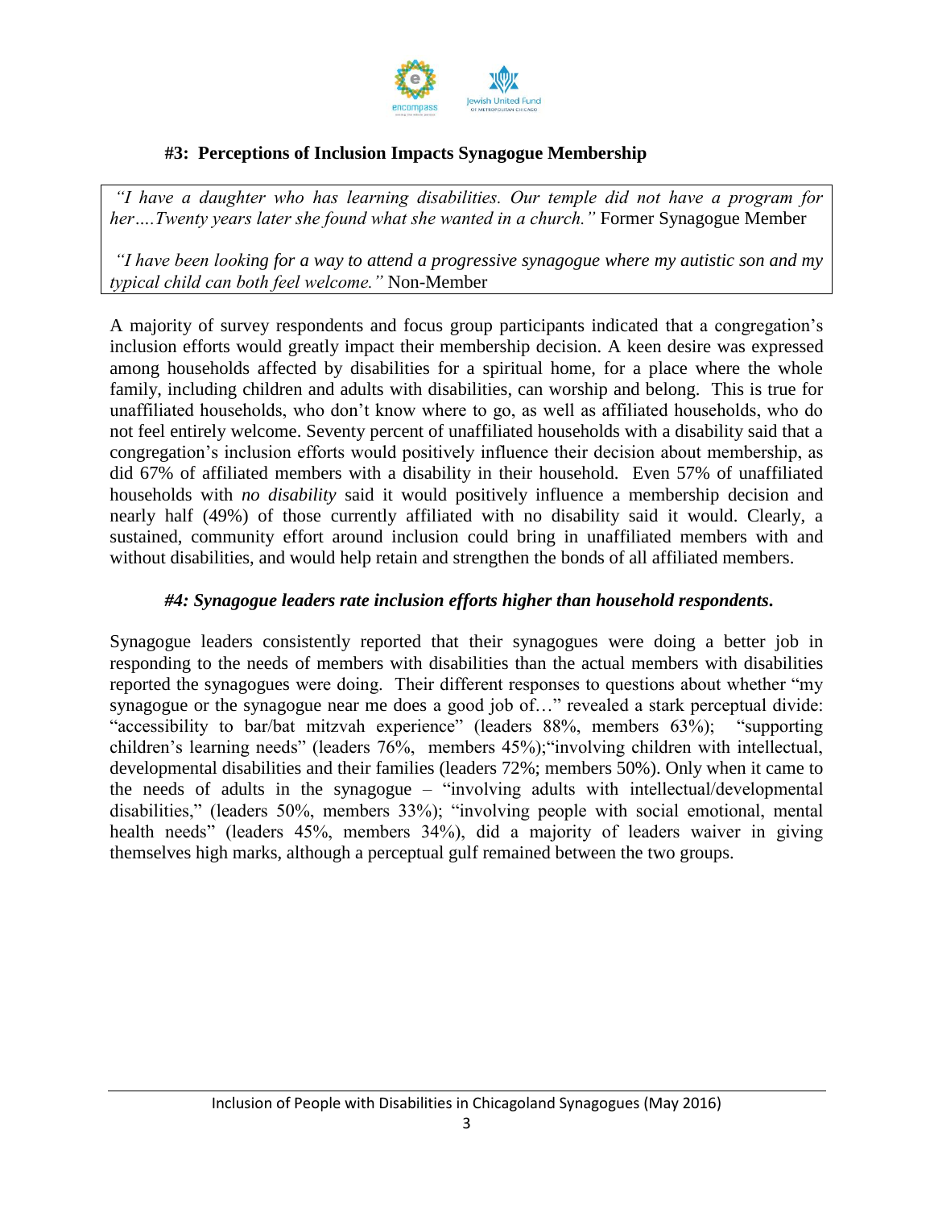### #3: Perceptions of Inclusion Impacts Synagogue Membership

*"I have a daughter who has learning disabilities. Our temple did not have a program for her….Twenty years later she found what she wanted in a church."* Former Synagogue Member

*"I have been looking for a way to attend a progressive synagogue where my autistic son and my typical child can both feel welcome."* Non-Member

A majority of survey respondents and focus group participants indicated that a congregation's inclusion efforts would greatly impact their membership decision. A keen desire was expressed among households affected by disabilities for a spiritual home, for a place where the whole family, including children and adults with disabilities, can worship and belong. This is true for unaffiliated households, who don't know where to go, as well as affiliated households, who do not feel entirely welcome. Seventy percent of unaffiliated households with a disability said that a congregation's inclusion efforts would positively influence their decision about membership, as did 67% of affiliated members with a disability in their household. Even 57% of unaffiliated households with *no disability* said it would positively influence a membership decision and nearly half (49%) of those currently affiliated with no disability said it would. Clearly, a sustained, community effort around inclusion could bring in unaffiliated members with and without disabilities, and would help retain and strengthen the bonds of all affiliated members.

### *#4: Synagogue leaders rate inclusion efforts higher than household respondents.*

Synagogue leaders consistently reported that their synagogues were doing a better job in responding to the needs of members with disabilities than the actual members with disabilities reported the synagogues were doing. Their different responses to questions about whether "my synagogue or the synagogue near me does a good job of…" revealed a stark perceptual divide: "accessibility to bar/bat mitzvah experience" (leaders 88%, members 63%); "supporting children's learning needs" (leaders 76%, members 45%);"involving children with intellectual, developmental disabilities and their families (leaders 72%; members 50%). Only when it came to the needs of adults in the synagogue – "involving adults with intellectual/developmental disabilities," (leaders 50%, members 33%); "involving people with social emotional, mental health needs" (leaders 45%, members 34%), did a majority of leaders waiver in giving themselves high marks, although a perceptual gulf remained between the two groups.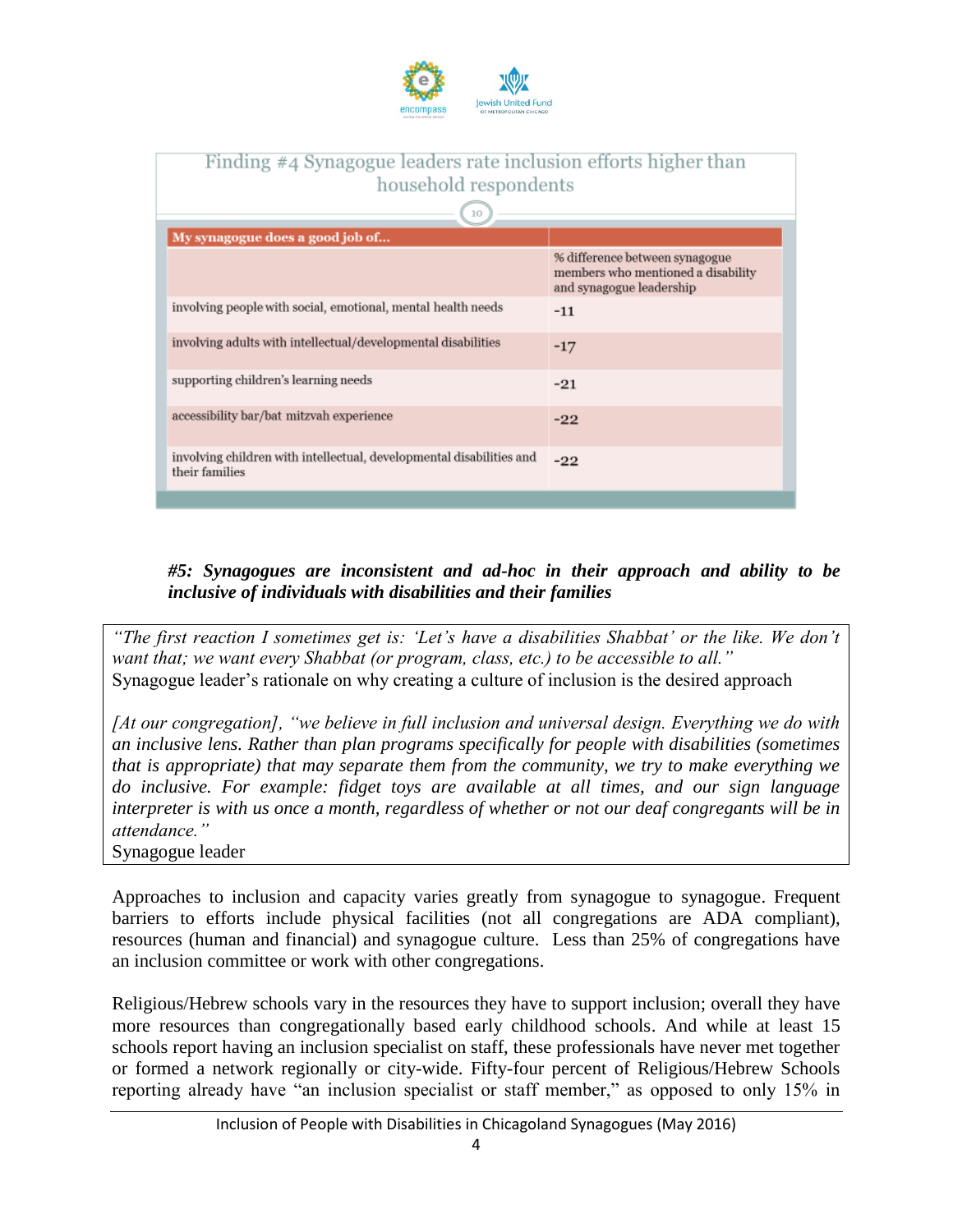Finding #4 Synagogue leaders rate inclusion efforts higher than household respondents

| My synagogue does a good job of... | |
|---|---|
| | % difference between synagogue members who mentioned a disability and synagogue leadership |
| involving people with social, emotional, mental health needs | -11 |
| involving adults with intellectual/developmental disabilities | -17 |
| supporting children's learning needs | -21 |
| accessibility bar/bat mitzvah experience | -22 |
| involving children with intellectual, developmental disabilities and their families | -22 |

***#5: Synagogues are inconsistent and ad-hoc in their approach and ability to be inclusive of individuals with disabilities and their families***

*"The first reaction I sometimes get is: 'Let's have a disabilities Shabbat' or the like. We don't want that; we want every Shabbat (or program, class, etc.) to be accessible to all."*
Synagogue leader's rationale on why creating a culture of inclusion is the desired approach

*[At our congregation], "we believe in full inclusion and universal design. Everything we do with an inclusive lens. Rather than plan programs specifically for people with disabilities (sometimes that is appropriate) that may separate them from the community, we try to make everything we do inclusive. For example: fidget toys are available at all times, and our sign language interpreter is with us once a month, regardless of whether or not our deaf congregants will be in attendance."*
Synagogue leader

Approaches to inclusion and capacity varies greatly from synagogue to synagogue. Frequent barriers to efforts include physical facilities (not all congregations are ADA compliant), resources (human and financial) and synagogue culture. Less than 25% of congregations have an inclusion committee or work with other congregations.

Religious/Hebrew schools vary in the resources they have to support inclusion; overall they have more resources than congregationally based early childhood schools. And while at least 15 schools report having an inclusion specialist on staff, these professionals have never met together or formed a network regionally or city-wide. Fifty-four percent of Religious/Hebrew Schools reporting already have "an inclusion specialist or staff member," as opposed to only 15% in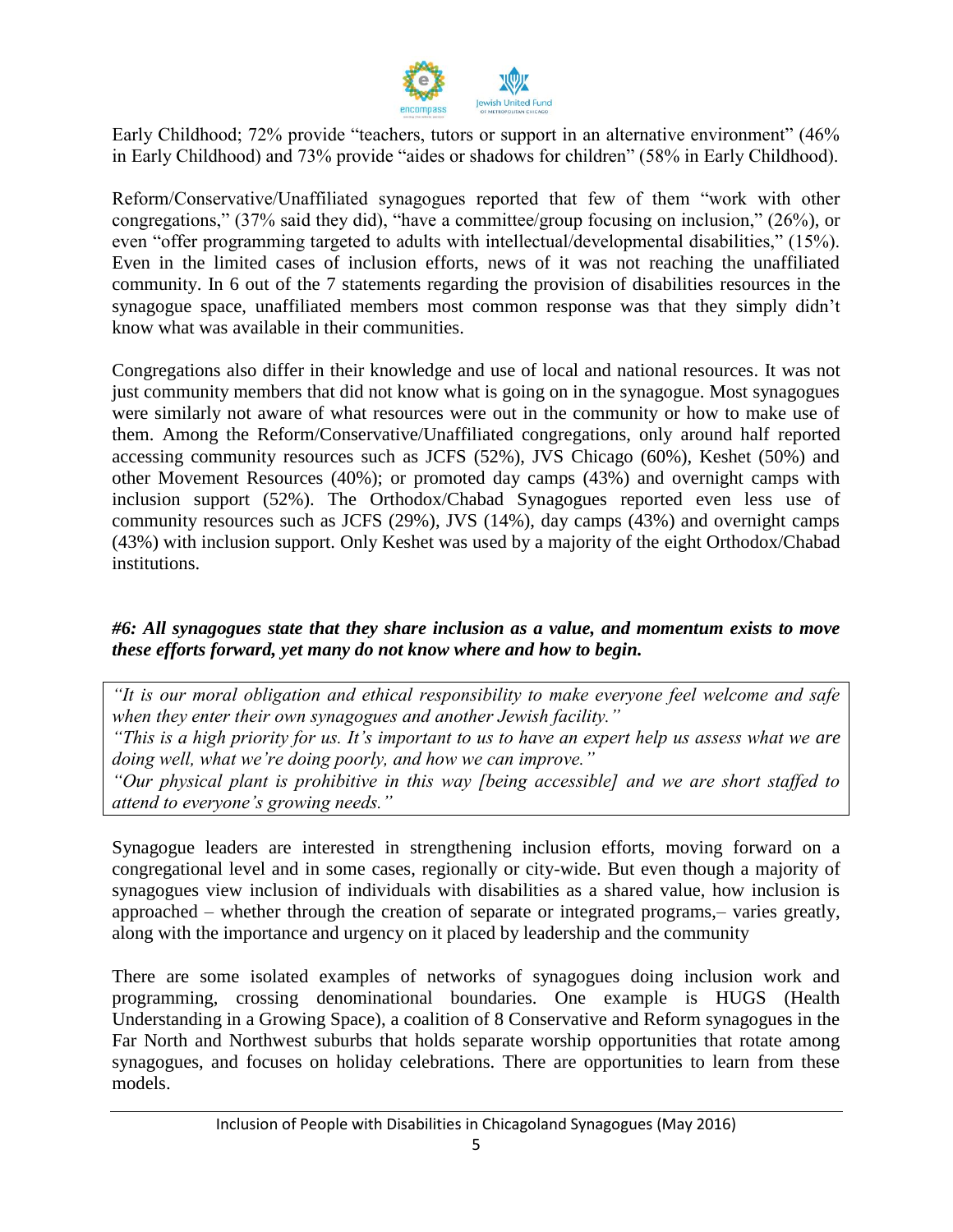Early Childhood; 72% provide "teachers, tutors or support in an alternative environment" (46% in Early Childhood) and 73% provide "aides or shadows for children" (58% in Early Childhood).

Reform/Conservative/Unaffiliated synagogues reported that few of them "work with other congregations," (37% said they did), "have a committee/group focusing on inclusion," (26%), or even "offer programming targeted to adults with intellectual/developmental disabilities," (15%). Even in the limited cases of inclusion efforts, news of it was not reaching the unaffiliated community. In 6 out of the 7 statements regarding the provision of disabilities resources in the synagogue space, unaffiliated members most common response was that they simply didn't know what was available in their communities.

Congregations also differ in their knowledge and use of local and national resources. It was not just community members that did not know what is going on in the synagogue. Most synagogues were similarly not aware of what resources were out in the community or how to make use of them. Among the Reform/Conservative/Unaffiliated congregations, only around half reported accessing community resources such as JCFS (52%), JVS Chicago (60%), Keshet (50%) and other Movement Resources (40%); or promoted day camps (43%) and overnight camps with inclusion support (52%). The Orthodox/Chabad Synagogues reported even less use of community resources such as JCFS (29%), JVS (14%), day camps (43%) and overnight camps (43%) with inclusion support. Only Keshet was used by a majority of the eight Orthodox/Chabad institutions.

***#6: All synagogues state that they share inclusion as a value, and momentum exists to move these efforts forward, yet many do not know where and how to begin.***

> *"It is our moral obligation and ethical responsibility to make everyone feel welcome and safe when they enter their own synagogues and another Jewish facility."*
> *"This is a high priority for us. It's important to us to have an expert help us assess what we are doing well, what we're doing poorly, and how we can improve."*
> *"Our physical plant is prohibitive in this way [being accessible] and we are short staffed to attend to everyone's growing needs."*

Synagogue leaders are interested in strengthening inclusion efforts, moving forward on a congregational level and in some cases, regionally or city-wide. But even though a majority of synagogues view inclusion of individuals with disabilities as a shared value, how inclusion is approached – whether through the creation of separate or integrated programs,– varies greatly, along with the importance and urgency on it placed by leadership and the community

There are some isolated examples of networks of synagogues doing inclusion work and programming, crossing denominational boundaries. One example is HUGS (Health Understanding in a Growing Space), a coalition of 8 Conservative and Reform synagogues in the Far North and Northwest suburbs that holds separate worship opportunities that rotate among synagogues, and focuses on holiday celebrations. There are opportunities to learn from these models.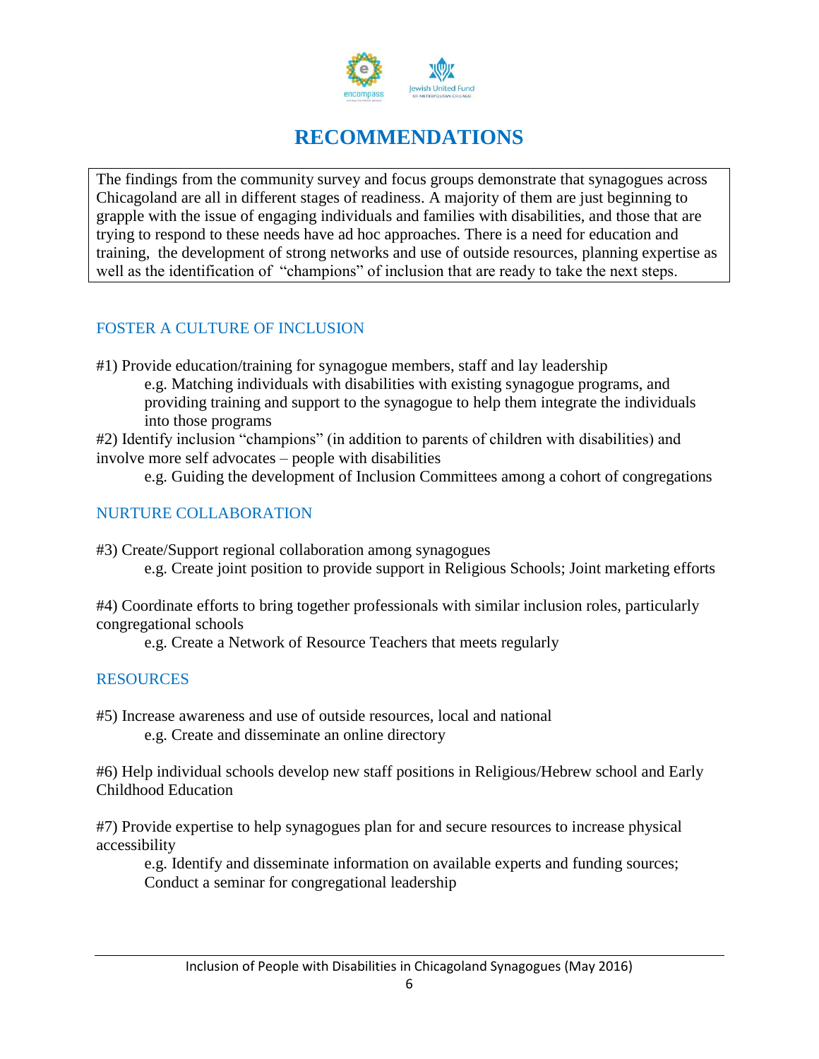# RECOMMENDATIONS

The findings from the community survey and focus groups demonstrate that synagogues across Chicagoland are all in different stages of readiness. A majority of them are just beginning to grapple with the issue of engaging individuals and families with disabilities, and those that are trying to respond to these needs have ad hoc approaches. There is a need for education and training, the development of strong networks and use of outside resources, planning expertise as well as the identification of "champions" of inclusion that are ready to take the next steps.

## FOSTER A CULTURE OF INCLUSION

#1) Provide education/training for synagogue members, staff and lay leadership

> e.g. Matching individuals with disabilities with existing synagogue programs, and providing training and support to the synagogue to help them integrate the individuals into those programs

#2) Identify inclusion "champions" (in addition to parents of children with disabilities) and involve more self advocates – people with disabilities

> e.g. Guiding the development of Inclusion Committees among a cohort of congregations

## NURTURE COLLABORATION

#3) Create/Support regional collaboration among synagogues

> e.g. Create joint position to provide support in Religious Schools; Joint marketing efforts

#4) Coordinate efforts to bring together professionals with similar inclusion roles, particularly congregational schools

> e.g. Create a Network of Resource Teachers that meets regularly

## RESOURCES

#5) Increase awareness and use of outside resources, local and national

> e.g. Create and disseminate an online directory

#6) Help individual schools develop new staff positions in Religious/Hebrew school and Early Childhood Education

#7) Provide expertise to help synagogues plan for and secure resources to increase physical accessibility

> e.g. Identify and disseminate information on available experts and funding sources; Conduct a seminar for congregational leadership